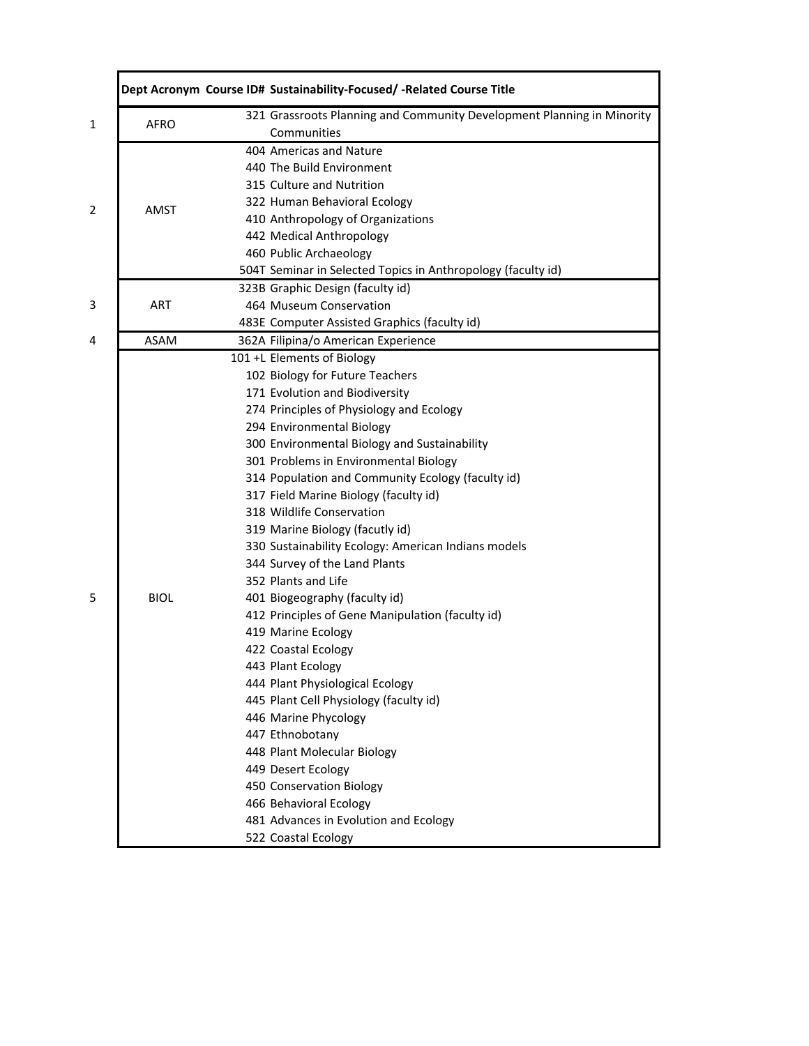|  | Dept Acronym | Course ID# | Sustainability-Focused/ -Related Course Title |
|---|---|---|---|
| 1 | AFRO | 321 | Grassroots Planning and Community Development Planning in Minority Communities |
| 2 | AMST | 404 | Americas and Nature |
|  |  | 440 | The Build Environment |
|  |  | 315 | Culture and Nutrition |
|  |  | 322 | Human Behavioral Ecology |
|  |  | 410 | Anthropology of Organizations |
|  |  | 442 | Medical Anthropology |
|  |  | 460 | Public Archaeology |
|  |  | 504T | Seminar in Selected Topics in Anthropology (faculty id) |
| 3 | ART | 323B | Graphic Design (faculty id) |
|  |  | 464 | Museum Conservation |
|  |  | 483E | Computer Assisted Graphics (faculty id) |
| 4 | ASAM | 362A | Filipina/o American Experience |
| 5 | BIOL | 101 +L | Elements of Biology |
|  |  | 102 | Biology for Future Teachers |
|  |  | 171 | Evolution and Biodiversity |
|  |  | 274 | Principles of Physiology and Ecology |
|  |  | 294 | Environmental Biology |
|  |  | 300 | Environmental Biology and Sustainability |
|  |  | 301 | Problems in Environmental Biology |
|  |  | 314 | Population and Community Ecology (faculty id) |
|  |  | 317 | Field Marine Biology (faculty id) |
|  |  | 318 | Wildlife Conservation |
|  |  | 319 | Marine Biology (facutly id) |
|  |  | 330 | Sustainability Ecology: American Indians models |
|  |  | 344 | Survey of the Land Plants |
|  |  | 352 | Plants and Life |
|  |  | 401 | Biogeography (faculty id) |
|  |  | 412 | Principles of Gene Manipulation (faculty id) |
|  |  | 419 | Marine Ecology |
|  |  | 422 | Coastal Ecology |
|  |  | 443 | Plant Ecology |
|  |  | 444 | Plant Physiological Ecology |
|  |  | 445 | Plant Cell Physiology (faculty id) |
|  |  | 446 | Marine Phycology |
|  |  | 447 | Ethnobotany |
|  |  | 448 | Plant Molecular Biology |
|  |  | 449 | Desert Ecology |
|  |  | 450 | Conservation Biology |
|  |  | 466 | Behavioral Ecology |
|  |  | 481 | Advances in Evolution and Ecology |
|  |  | 522 | Coastal Ecology |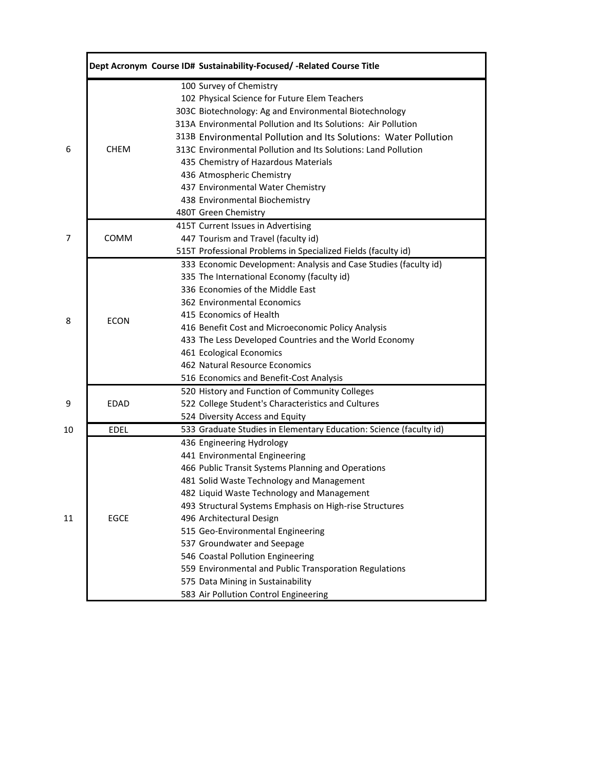| | Dept Acronym | Course ID# | Sustainability-Focused/ -Related Course Title |
|---|---|---|---|
| 6 | CHEM | 100 | Survey of Chemistry |
| | | 102 | Physical Science for Future Elem Teachers |
| | | 303C | Biotechnology: Ag and Environmental Biotechnology |
| | | 313A | Environmental Pollution and Its Solutions: Air Pollution |
| | | 313B | Environmental Pollution and Its Solutions: Water Pollution |
| | | 313C | Environmental Pollution and Its Solutions: Land Pollution |
| | | 435 | Chemistry of Hazardous Materials |
| | | 436 | Atmospheric Chemistry |
| | | 437 | Environmental Water Chemistry |
| | | 438 | Environmental Biochemistry |
| | | 480T | Green Chemistry |
| 7 | COMM | 415T | Current Issues in Advertising |
| | | 447 | Tourism and Travel (faculty id) |
| | | 515T | Professional Problems in Specialized Fields (faculty id) |
| 8 | ECON | 333 | Economic Development: Analysis and Case Studies (faculty id) |
| | | 335 | The International Economy (faculty id) |
| | | 336 | Economies of the Middle East |
| | | 362 | Environmental Economics |
| | | 415 | Economics of Health |
| | | 416 | Benefit Cost and Microeconomic Policy Analysis |
| | | 433 | The Less Developed Countries and the World Economy |
| | | 461 | Ecological Economics |
| | | 462 | Natural Resource Economics |
| | | 516 | Economics and Benefit-Cost Analysis |
| 9 | EDAD | 520 | History and Function of Community Colleges |
| | | 522 | College Student's Characteristics and Cultures |
| | | 524 | Diversity Access and Equity |
| 10 | EDEL | 533 | Graduate Studies in Elementary Education: Science (faculty id) |
| 11 | EGCE | 436 | Engineering Hydrology |
| | | 441 | Environmental Engineering |
| | | 466 | Public Transit Systems Planning and Operations |
| | | 481 | Solid Waste Technology and Management |
| | | 482 | Liquid Waste Technology and Management |
| | | 493 | Structural Systems Emphasis on High-rise Structures |
| | | 496 | Architectural Design |
| | | 515 | Geo-Environmental Engineering |
| | | 537 | Groundwater and Seepage |
| | | 546 | Coastal Pollution Engineering |
| | | 559 | Environmental and Public Transporation Regulations |
| | | 575 | Data Mining in Sustainability |
| | | 583 | Air Pollution Control Engineering |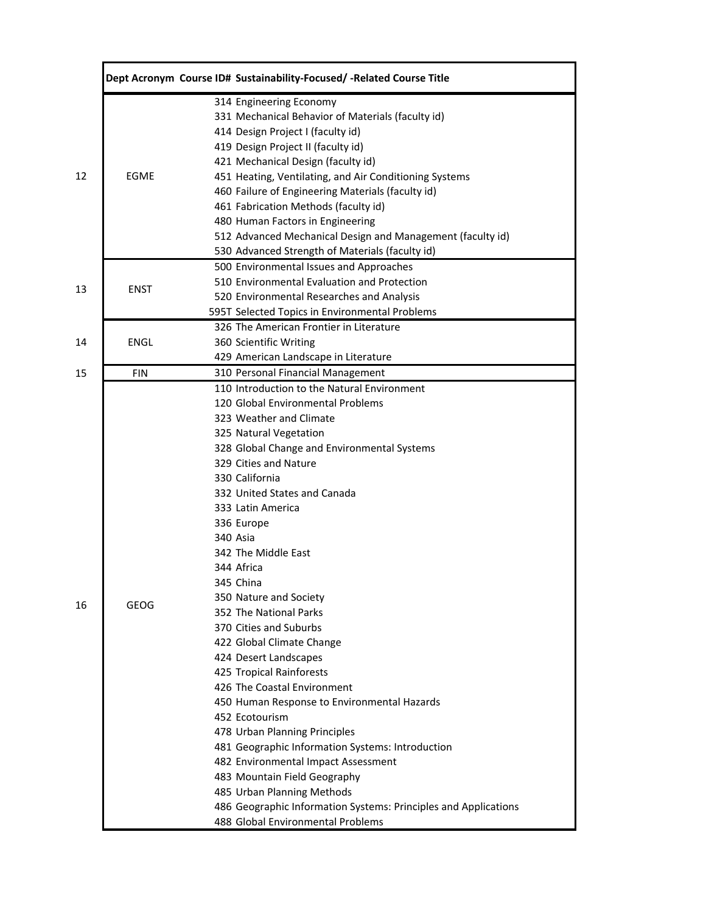| | Dept Acronym | Course ID# | Sustainability-Focused/ -Related Course Title |
|---|---|---|---|
| 12 | EGME | 314 | Engineering Economy |
| | | 331 | Mechanical Behavior of Materials (faculty id) |
| | | 414 | Design Project I (faculty id) |
| | | 419 | Design Project II (faculty id) |
| | | 421 | Mechanical Design (faculty id) |
| | | 451 | Heating, Ventilating, and Air Conditioning Systems |
| | | 460 | Failure of Engineering Materials (faculty id) |
| | | 461 | Fabrication Methods (faculty id) |
| | | 480 | Human Factors in Engineering |
| | | 512 | Advanced Mechanical Design and Management (faculty id) |
| | | 530 | Advanced Strength of Materials (faculty id) |
| 13 | ENST | 500 | Environmental Issues and Approaches |
| | | 510 | Environmental Evaluation and Protection |
| | | 520 | Environmental Researches and Analysis |
| | | 595T | Selected Topics in Environmental Problems |
| 14 | ENGL | 326 | The American Frontier in Literature |
| | | 360 | Scientific Writing |
| | | 429 | American Landscape in Literature |
| 15 | FIN | 310 | Personal Financial Management |
| 16 | GEOG | 110 | Introduction to the Natural Environment |
| | | 120 | Global Environmental Problems |
| | | 323 | Weather and Climate |
| | | 325 | Natural Vegetation |
| | | 328 | Global Change and Environmental Systems |
| | | 329 | Cities and Nature |
| | | 330 | California |
| | | 332 | United States and Canada |
| | | 333 | Latin America |
| | | 336 | Europe |
| | | 340 | Asia |
| | | 342 | The Middle East |
| | | 344 | Africa |
| | | 345 | China |
| | | 350 | Nature and Society |
| | | 352 | The National Parks |
| | | 370 | Cities and Suburbs |
| | | 422 | Global Climate Change |
| | | 424 | Desert Landscapes |
| | | 425 | Tropical Rainforests |
| | | 426 | The Coastal Environment |
| | | 450 | Human Response to Environmental Hazards |
| | | 452 | Ecotourism |
| | | 478 | Urban Planning Principles |
| | | 481 | Geographic Information Systems: Introduction |
| | | 482 | Environmental Impact Assessment |
| | | 483 | Mountain Field Geography |
| | | 485 | Urban Planning Methods |
| | | 486 | Geographic Information Systems: Principles and Applications |
| | | 488 | Global Environmental Problems |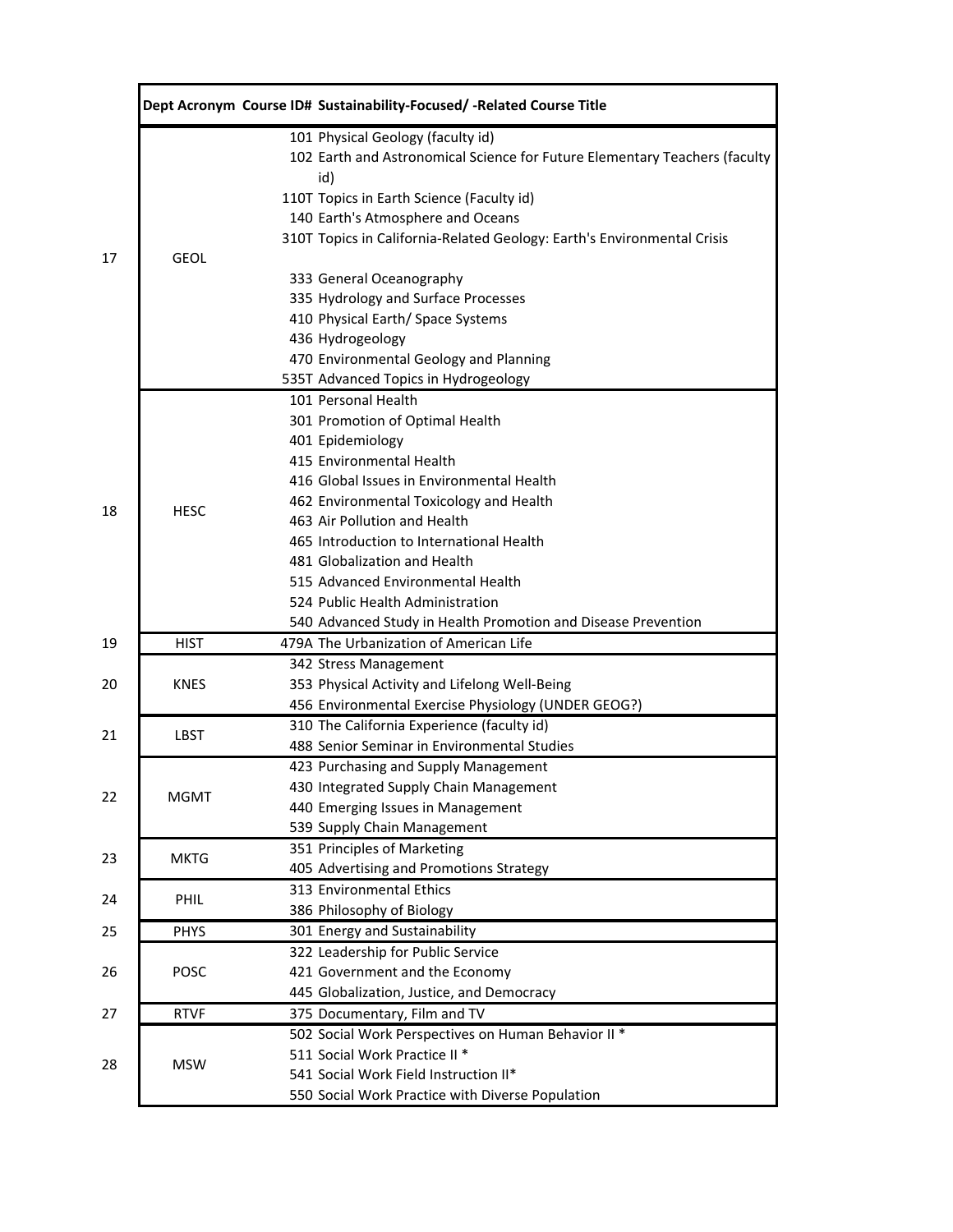| | Dept Acronym | Course ID# | Sustainability-Focused/ -Related Course Title |
|---|---|---|---|
| 17 | GEOL | 101 | Physical Geology (faculty id) |
| | | 102 | Earth and Astronomical Science for Future Elementary Teachers (faculty id) |
| | | 110T | Topics in Earth Science (Faculty id) |
| | | 140 | Earth's Atmosphere and Oceans |
| | | 310T | Topics in California-Related Geology: Earth's Environmental Crisis |
| | | 333 | General Oceanography |
| | | 335 | Hydrology and Surface Processes |
| | | 410 | Physical Earth/ Space Systems |
| | | 436 | Hydrogeology |
| | | 470 | Environmental Geology and Planning |
| | | 535T | Advanced Topics in Hydrogeology |
| 18 | HESC | 101 | Personal Health |
| | | 301 | Promotion of Optimal Health |
| | | 401 | Epidemiology |
| | | 415 | Environmental Health |
| | | 416 | Global Issues in Environmental Health |
| | | 462 | Environmental Toxicology and Health |
| | | 463 | Air Pollution and Health |
| | | 465 | Introduction to International Health |
| | | 481 | Globalization and Health |
| | | 515 | Advanced Environmental Health |
| | | 524 | Public Health Administration |
| | | 540 | Advanced Study in Health Promotion and Disease Prevention |
| 19 | HIST | 479A | The Urbanization of American Life |
| 20 | KNES | 342 | Stress Management |
| | | 353 | Physical Activity and Lifelong Well-Being |
| | | 456 | Environmental Exercise Physiology (UNDER GEOG?) |
| 21 | LBST | 310 | The California Experience (faculty id) |
| | | 488 | Senior Seminar in Environmental Studies |
| 22 | MGMT | 423 | Purchasing and Supply Management |
| | | 430 | Integrated Supply Chain Management |
| | | 440 | Emerging Issues in Management |
| | | 539 | Supply Chain Management |
| 23 | MKTG | 351 | Principles of Marketing |
| | | 405 | Advertising and Promotions Strategy |
| 24 | PHIL | 313 | Environmental Ethics |
| | | 386 | Philosophy of Biology |
| 25 | PHYS | 301 | Energy and Sustainability |
| 26 | POSC | 322 | Leadership for Public Service |
| | | 421 | Government and the Economy |
| | | 445 | Globalization, Justice, and Democracy |
| 27 | RTVF | 375 | Documentary, Film and TV |
| 28 | MSW | 502 | Social Work Perspectives on Human Behavior II * |
| | | 511 | Social Work Practice II * |
| | | 541 | Social Work Field Instruction II* |
| | | 550 | Social Work Practice with Diverse Population |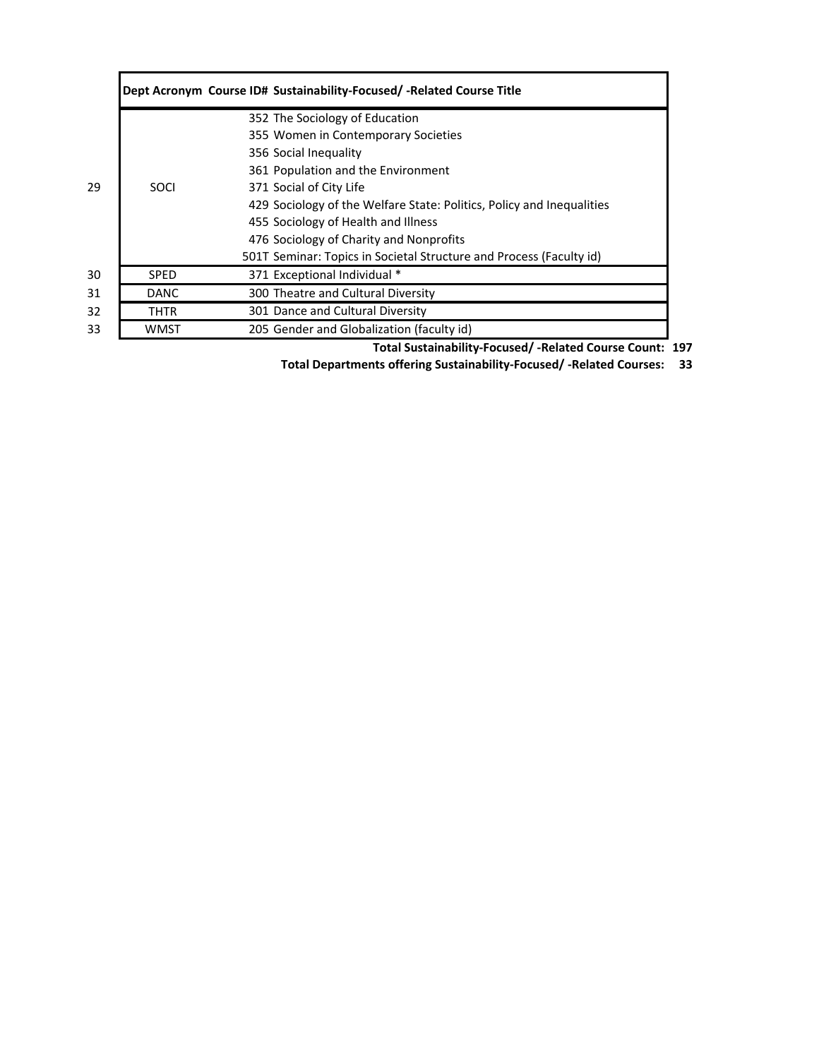|  | Dept Acronym | Course ID# | Sustainability-Focused/ -Related Course Title |
|---|---|---|---|
| 29 | SOCI | 352 | The Sociology of Education |
|  |  | 355 | Women in Contemporary Societies |
|  |  | 356 | Social Inequality |
|  |  | 361 | Population and the Environment |
|  |  | 371 | Social of City Life |
|  |  | 429 | Sociology of the Welfare State: Politics, Policy and Inequalities |
|  |  | 455 | Sociology of Health and Illness |
|  |  | 476 | Sociology of Charity and Nonprofits |
|  |  | 501T | Seminar: Topics in Societal Structure and Process (Faculty id) |
| 30 | SPED | 371 | Exceptional Individual * |
| 31 | DANC | 300 | Theatre and Cultural Diversity |
| 32 | THTR | 301 | Dance and Cultural Diversity |
| 33 | WMST | 205 | Gender and Globalization (faculty id) |

**Total Sustainability-Focused/ -Related Course Count: 197**

**Total Departments offering Sustainability-Focused/ -Related Courses: 33**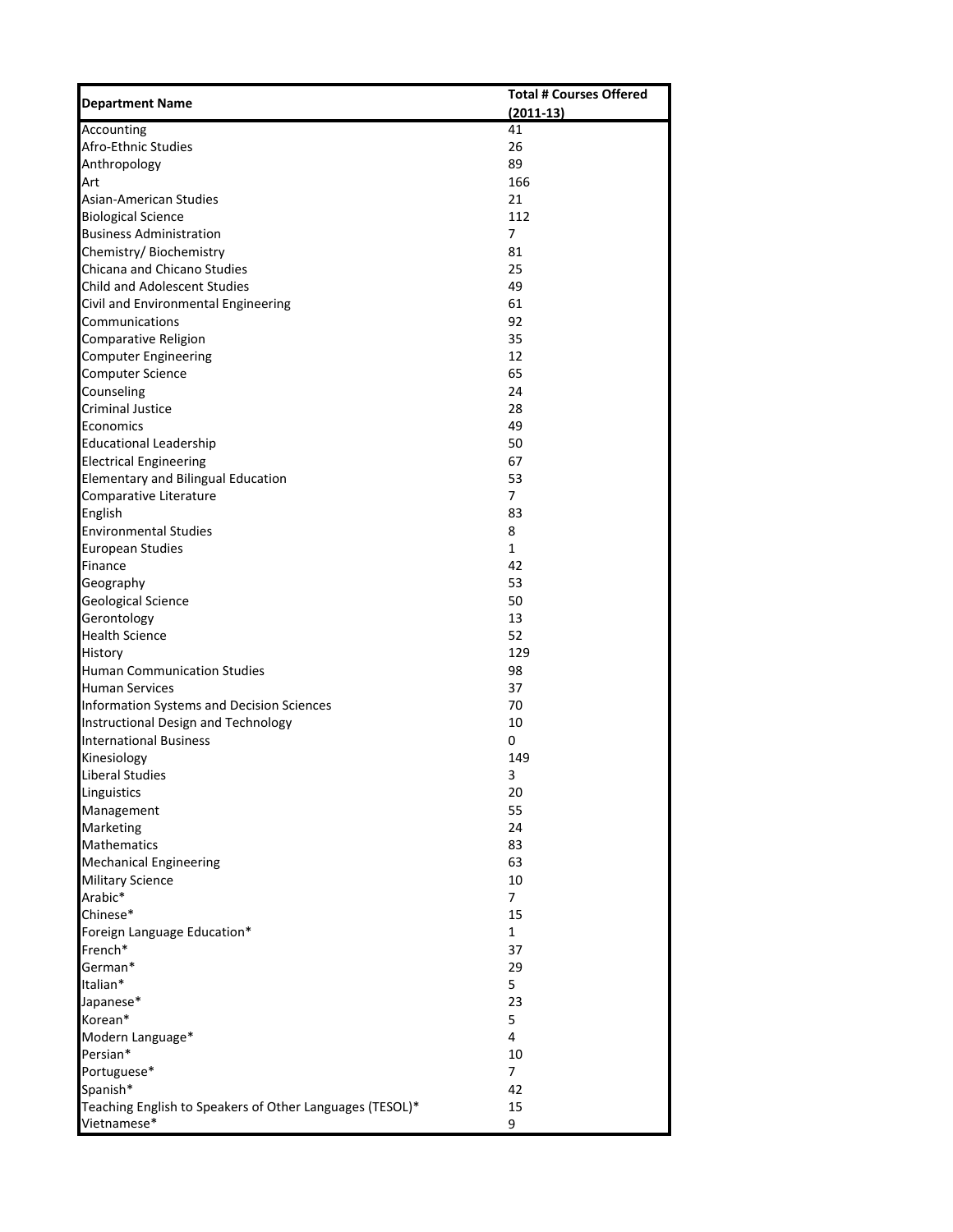| Department Name | Total # Courses Offered (2011-13) |
|---|---|
| Accounting | 41 |
| Afro-Ethnic Studies | 26 |
| Anthropology | 89 |
| Art | 166 |
| Asian-American Studies | 21 |
| Biological Science | 112 |
| Business Administration | 7 |
| Chemistry/ Biochemistry | 81 |
| Chicana and Chicano Studies | 25 |
| Child and Adolescent Studies | 49 |
| Civil and Environmental Engineering | 61 |
| Communications | 92 |
| Comparative Religion | 35 |
| Computer Engineering | 12 |
| Computer Science | 65 |
| Counseling | 24 |
| Criminal Justice | 28 |
| Economics | 49 |
| Educational Leadership | 50 |
| Electrical Engineering | 67 |
| Elementary and Bilingual Education | 53 |
| Comparative Literature | 7 |
| English | 83 |
| Environmental Studies | 8 |
| European Studies | 1 |
| Finance | 42 |
| Geography | 53 |
| Geological Science | 50 |
| Gerontology | 13 |
| Health Science | 52 |
| History | 129 |
| Human Communication Studies | 98 |
| Human Services | 37 |
| Information Systems and Decision Sciences | 70 |
| Instructional Design and Technology | 10 |
| International Business | 0 |
| Kinesiology | 149 |
| Liberal Studies | 3 |
| Linguistics | 20 |
| Management | 55 |
| Marketing | 24 |
| Mathematics | 83 |
| Mechanical Engineering | 63 |
| Military Science | 10 |
| Arabic* | 7 |
| Chinese* | 15 |
| Foreign Language Education* | 1 |
| French* | 37 |
| German* | 29 |
| Italian* | 5 |
| Japanese* | 23 |
| Korean* | 5 |
| Modern Language* | 4 |
| Persian* | 10 |
| Portuguese* | 7 |
| Spanish* | 42 |
| Teaching English to Speakers of Other Languages (TESOL)* | 15 |
| Vietnamese* | 9 |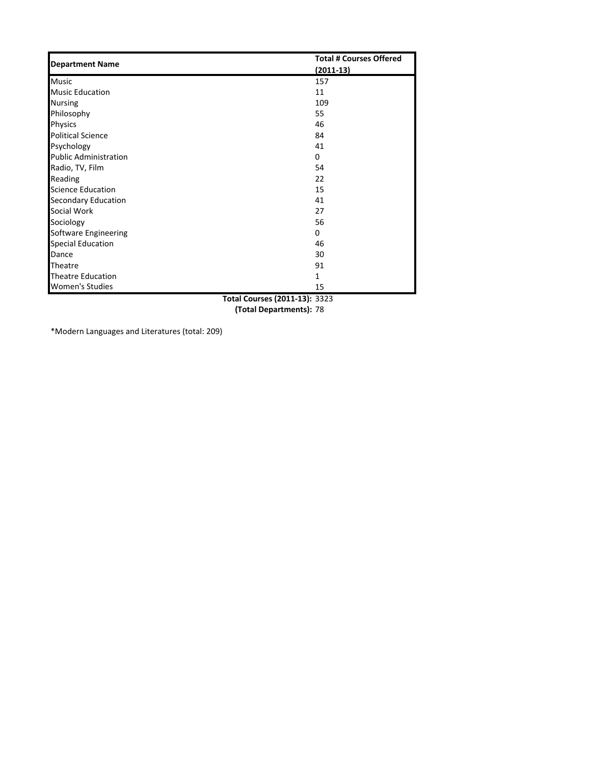| Department Name | Total # Courses Offered (2011-13) |
| --- | --- |
| Music | 157 |
| Music Education | 11 |
| Nursing | 109 |
| Philosophy | 55 |
| Physics | 46 |
| Political Science | 84 |
| Psychology | 41 |
| Public Administration | 0 |
| Radio, TV, Film | 54 |
| Reading | 22 |
| Science Education | 15 |
| Secondary Education | 41 |
| Social Work | 27 |
| Sociology | 56 |
| Software Engineering | 0 |
| Special Education | 46 |
| Dance | 30 |
| Theatre | 91 |
| Theatre Education | 1 |
| Women's Studies | 15 |

**Total Courses (2011-13):** 3323

**(Total Departments):** 78

*Modern Languages and Literatures (total: 209)